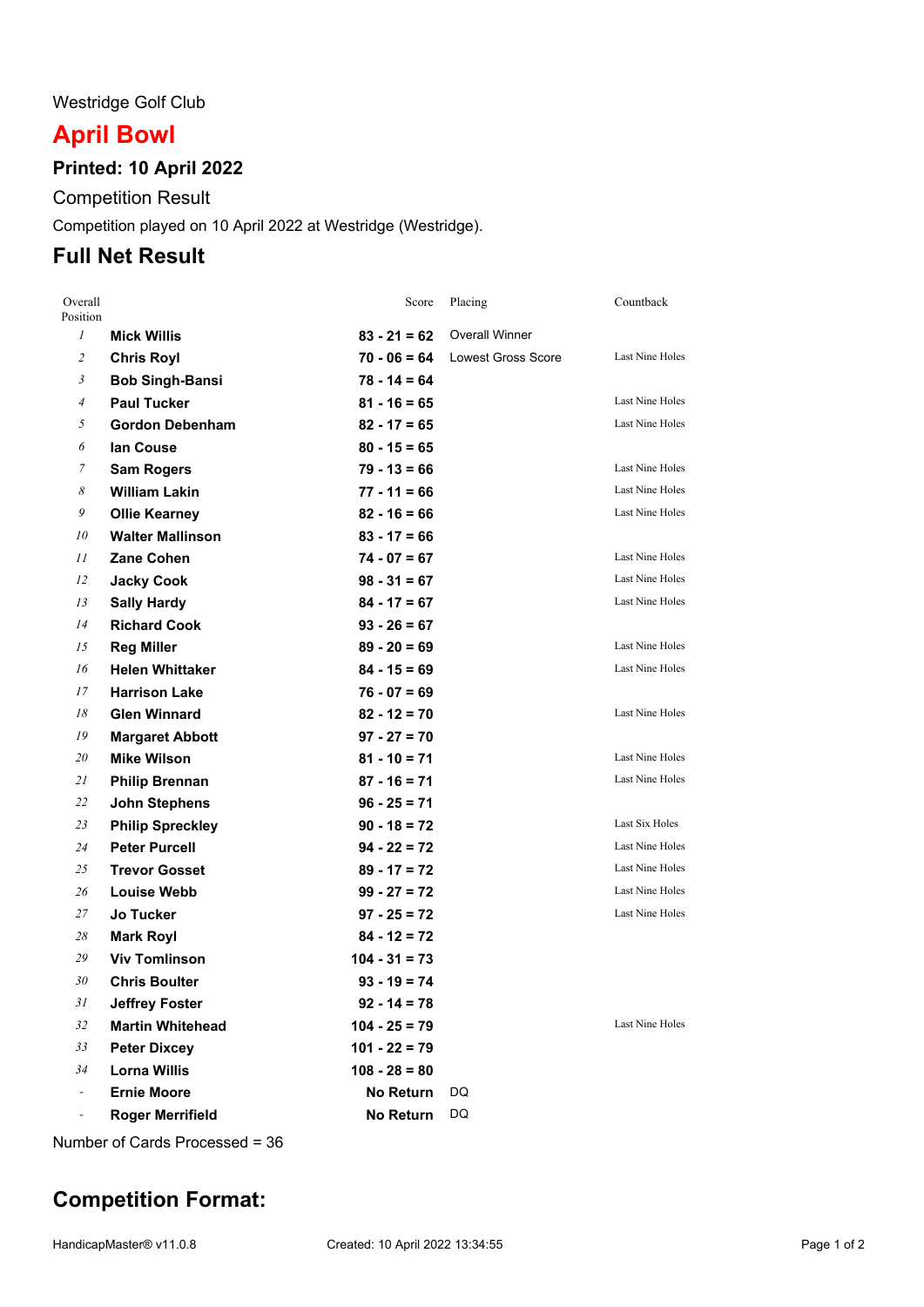Westridge Golf Club

# April Bowl

### Printed: 10 April 2022

Competition Result

Competition played on 10 April 2022 at Westridge (Westridge).

## Full Net Result

| Overall Position | | Score | Placing | Countback |
|---|---|---|---|---|
| *1* | **Mick Willis** | **83 - 21 = 62** | Overall Winner | |
| *2* | **Chris Royl** | **70 - 06 = 64** | Lowest Gross Score | Last Nine Holes |
| *3* | **Bob Singh-Bansi** | **78 - 14 = 64** | | |
| *4* | **Paul Tucker** | **81 - 16 = 65** | | Last Nine Holes |
| *5* | **Gordon Debenham** | **82 - 17 = 65** | | Last Nine Holes |
| *6* | **Ian Couse** | **80 - 15 = 65** | | |
| *7* | **Sam Rogers** | **79 - 13 = 66** | | Last Nine Holes |
| *8* | **William Lakin** | **77 - 11 = 66** | | Last Nine Holes |
| *9* | **Ollie Kearney** | **82 - 16 = 66** | | Last Nine Holes |
| *10* | **Walter Mallinson** | **83 - 17 = 66** | | |
| *11* | **Zane Cohen** | **74 - 07 = 67** | | Last Nine Holes |
| *12* | **Jacky Cook** | **98 - 31 = 67** | | Last Nine Holes |
| *13* | **Sally Hardy** | **84 - 17 = 67** | | Last Nine Holes |
| *14* | **Richard Cook** | **93 - 26 = 67** | | |
| *15* | **Reg Miller** | **89 - 20 = 69** | | Last Nine Holes |
| *16* | **Helen Whittaker** | **84 - 15 = 69** | | Last Nine Holes |
| *17* | **Harrison Lake** | **76 - 07 = 69** | | |
| *18* | **Glen Winnard** | **82 - 12 = 70** | | Last Nine Holes |
| *19* | **Margaret Abbott** | **97 - 27 = 70** | | |
| *20* | **Mike Wilson** | **81 - 10 = 71** | | Last Nine Holes |
| *21* | **Philip Brennan** | **87 - 16 = 71** | | Last Nine Holes |
| *22* | **John Stephens** | **96 - 25 = 71** | | |
| *23* | **Philip Spreckley** | **90 - 18 = 72** | | Last Six Holes |
| *24* | **Peter Purcell** | **94 - 22 = 72** | | Last Nine Holes |
| *25* | **Trevor Gosset** | **89 - 17 = 72** | | Last Nine Holes |
| *26* | **Louise Webb** | **99 - 27 = 72** | | Last Nine Holes |
| *27* | **Jo Tucker** | **97 - 25 = 72** | | Last Nine Holes |
| *28* | **Mark Royl** | **84 - 12 = 72** | | |
| *29* | **Viv Tomlinson** | **104 - 31 = 73** | | |
| *30* | **Chris Boulter** | **93 - 19 = 74** | | |
| *31* | **Jeffrey Foster** | **92 - 14 = 78** | | |
| *32* | **Martin Whitehead** | **104 - 25 = 79** | | Last Nine Holes |
| *33* | **Peter Dixcey** | **101 - 22 = 79** | | |
| *34* | **Lorna Willis** | **108 - 28 = 80** | | |
| - | **Ernie Moore** | **No Return** | DQ | |
| - | **Roger Merrifield** | **No Return** | DQ | |

Number of Cards Processed = 36

## Competition Format: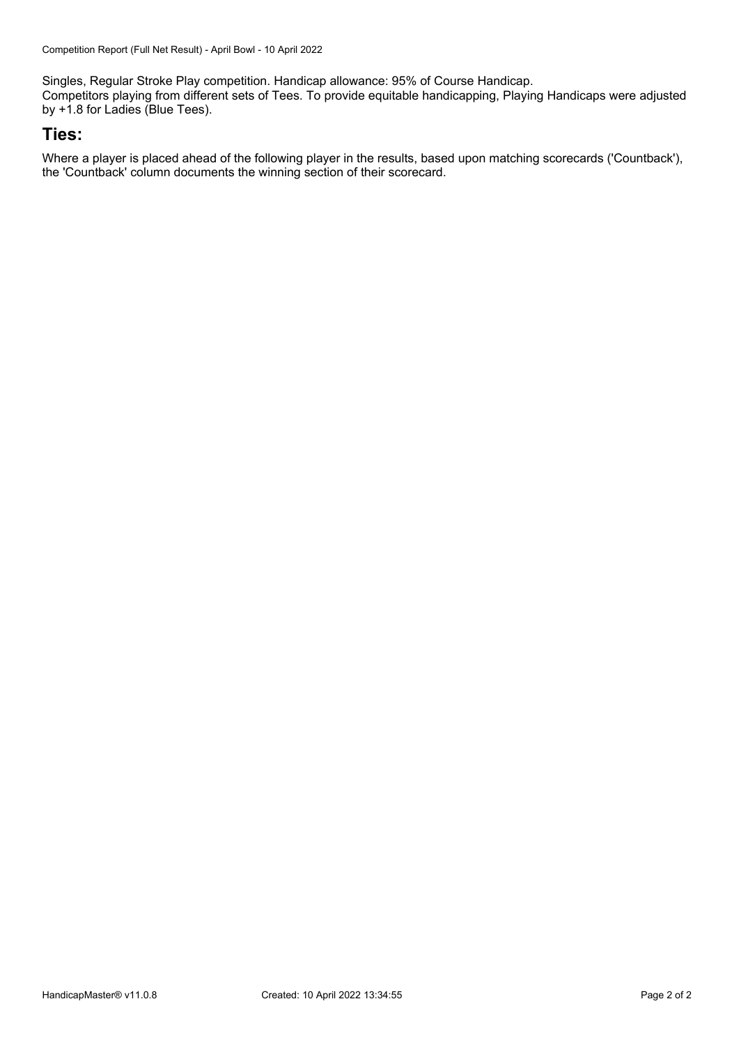Singles, Regular Stroke Play competition. Handicap allowance: 95% of Course Handicap.
Competitors playing from different sets of Tees. To provide equitable handicapping, Playing Handicaps were adjusted by +1.8 for Ladies (Blue Tees).

## Ties:

Where a player is placed ahead of the following player in the results, based upon matching scorecards ('Countback'), the 'Countback' column documents the winning section of their scorecard.